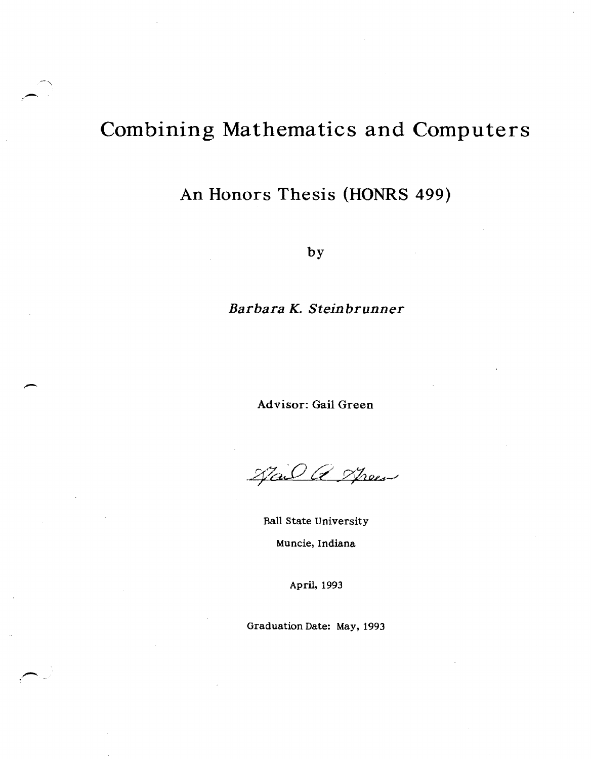# Combining Mathematics and Computers

## An Honors Thesis (HONRS 499)

by

*Barbara K. Steinbrunner*

Advisor: Gail Green

Ball State University

Muncie, Indiana

April, 1993

Graduation Date: May, 1993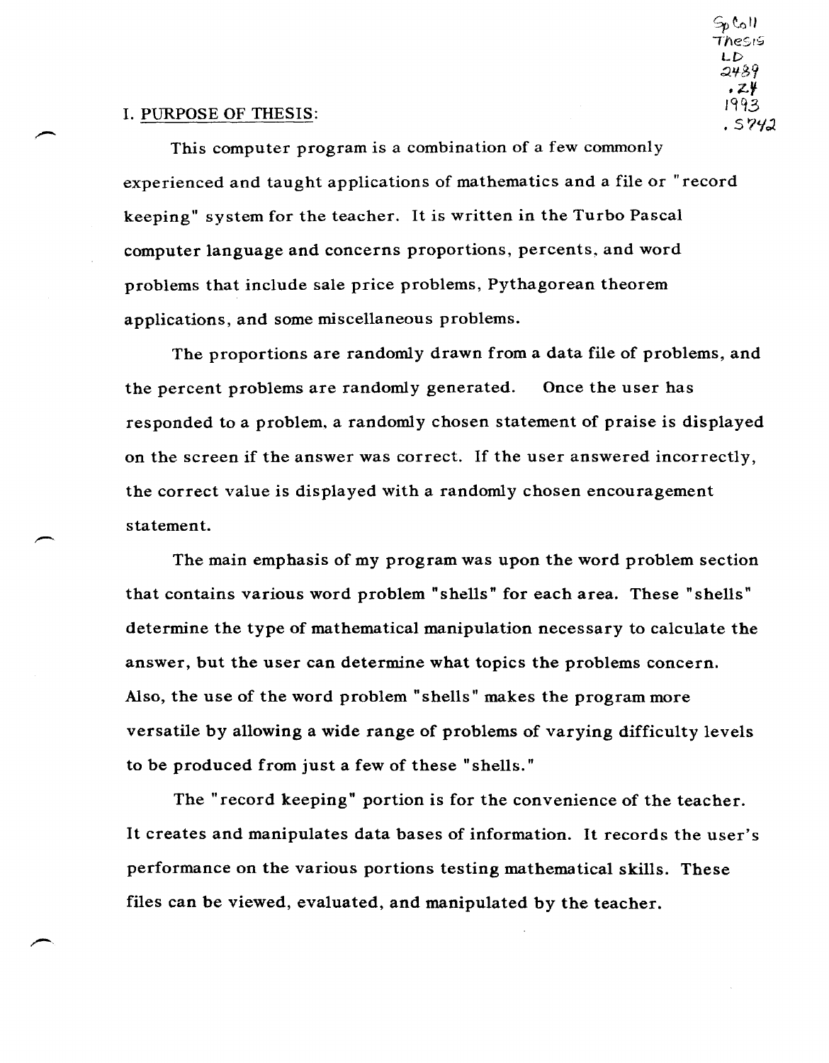Sp Coll
Thesis
LD
2489
.Z4
1993
.S742

## I. PURPOSE OF THESIS:

This computer program is a combination of a few commonly experienced and taught applications of mathematics and a file or "record keeping" system for the teacher. It is written in the Turbo Pascal computer language and concerns proportions, percents, and word problems that include sale price problems, Pythagorean theorem applications, and some miscellaneous problems.

The proportions are randomly drawn from a data file of problems, and the percent problems are randomly generated. Once the user has responded to a problem, a randomly chosen statement of praise is displayed on the screen if the answer was correct. If the user answered incorrectly, the correct value is displayed with a randomly chosen encouragement statement.

The main emphasis of my program was upon the word problem section that contains various word problem "shells" for each area. These "shells" determine the type of mathematical manipulation necessary to calculate the answer, but the user can determine what topics the problems concern. Also, the use of the word problem "shells" makes the program more versatile by allowing a wide range of problems of varying difficulty levels to be produced from just a few of these "shells."

The "record keeping" portion is for the convenience of the teacher. It creates and manipulates data bases of information. It records the user's performance on the various portions testing mathematical skills. These files can be viewed, evaluated, and manipulated by the teacher.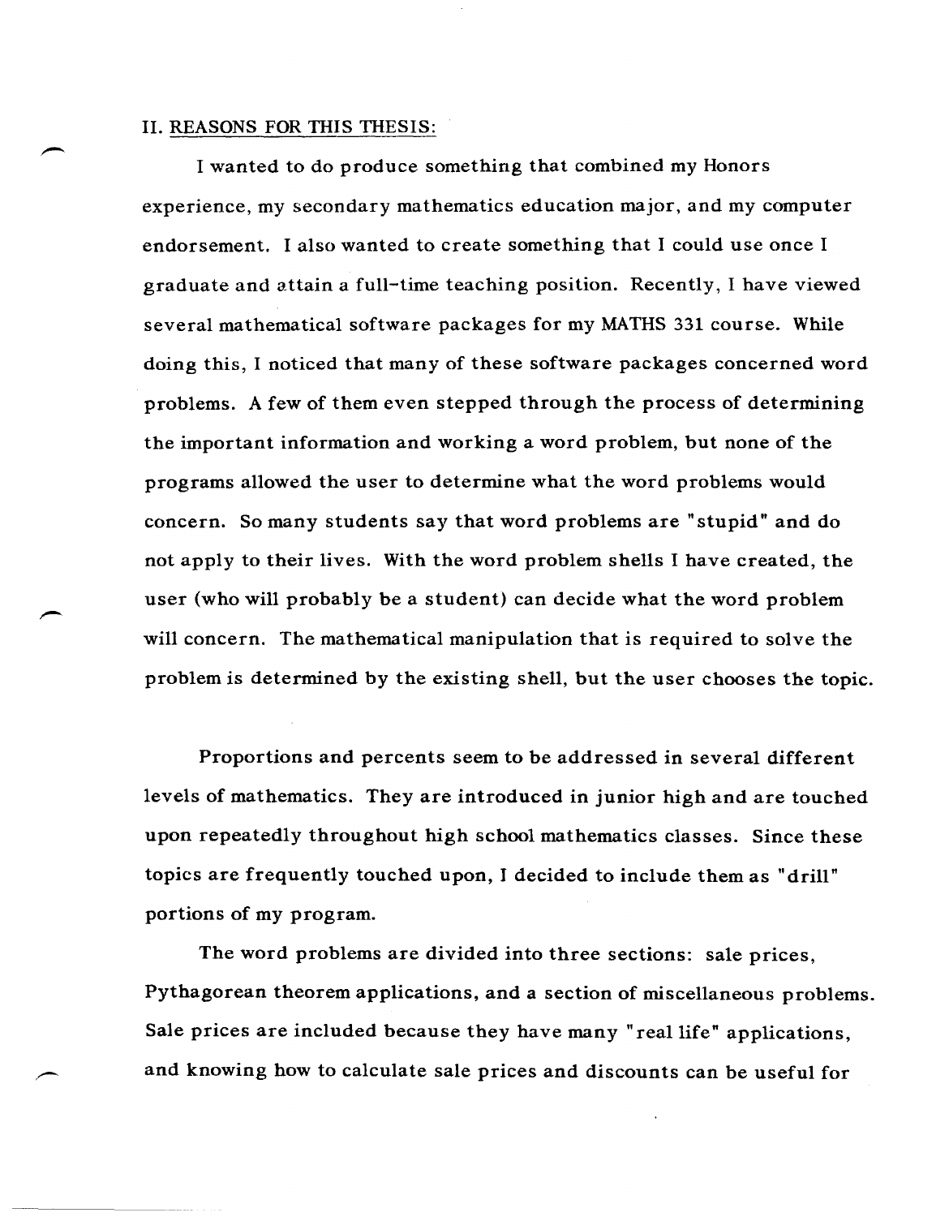## II. REASONS FOR THIS THESIS:

I wanted to do produce something that combined my Honors experience, my secondary mathematics education major, and my computer endorsement. I also wanted to create something that I could use once I graduate and attain a full-time teaching position. Recently, I have viewed several mathematical software packages for my MATHS 331 course. While doing this, I noticed that many of these software packages concerned word problems. A few of them even stepped through the process of determining the important information and working a word problem, but none of the programs allowed the user to determine what the word problems would concern. So many students say that word problems are "stupid" and do not apply to their lives. With the word problem shells I have created, the user (who will probably be a student) can decide what the word problem will concern. The mathematical manipulation that is required to solve the problem is determined by the existing shell, but the user chooses the topic.

Proportions and percents seem to be addressed in several different levels of mathematics. They are introduced in junior high and are touched upon repeatedly throughout high school mathematics classes. Since these topics are frequently touched upon, I decided to include them as "drill" portions of my program.

The word problems are divided into three sections: sale prices, Pythagorean theorem applications, and a section of miscellaneous problems. Sale prices are included because they have many "real life" applications, and knowing how to calculate sale prices and discounts can be useful for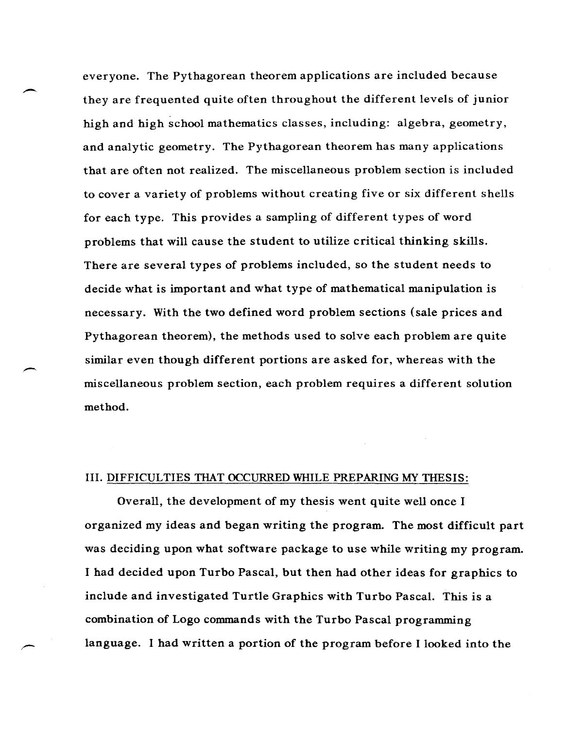everyone. The Pythagorean theorem applications are included because they are frequented quite often throughout the different levels of junior high and high school mathematics classes, including: algebra, geometry, and analytic geometry. The Pythagorean theorem has many applications that are often not realized. The miscellaneous problem section is included to cover a variety of problems without creating five or six different shells for each type. This provides a sampling of different types of word problems that will cause the student to utilize critical thinking skills. There are several types of problems included, so the student needs to decide what is important and what type of mathematical manipulation is necessary. With the two defined word problem sections (sale prices and Pythagorean theorem), the methods used to solve each problem are quite similar even though different portions are asked for, whereas with the miscellaneous problem section, each problem requires a different solution method.

## III. DIFFICULTIES THAT OCCURRED WHILE PREPARING MY THESIS:

Overall, the development of my thesis went quite well once I organized my ideas and began writing the program. The most difficult part was deciding upon what software package to use while writing my program. I had decided upon Turbo Pascal, but then had other ideas for graphics to include and investigated Turtle Graphics with Turbo Pascal. This is a combination of Logo commands with the Turbo Pascal programming language. I had written a portion of the program before I looked into the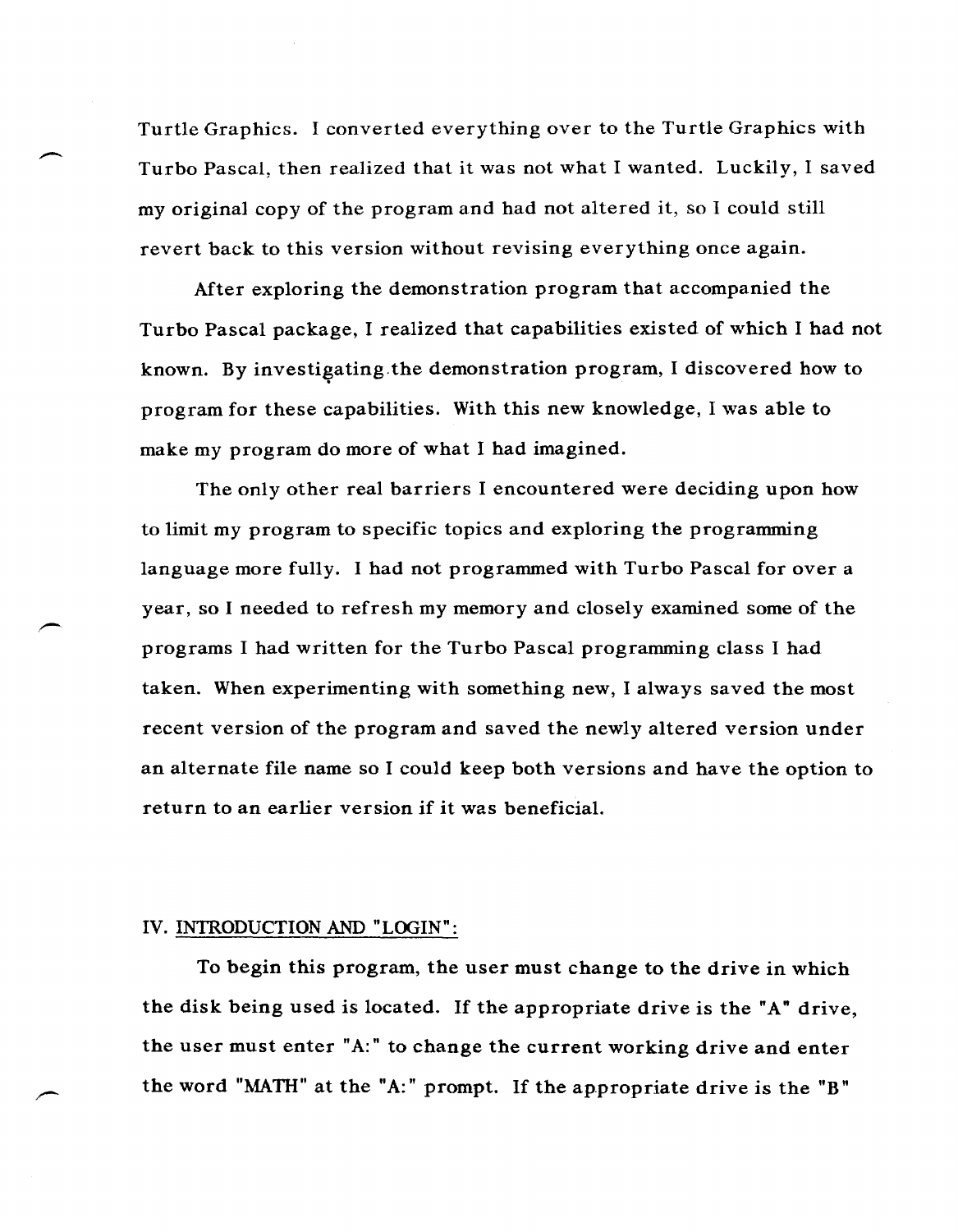Turtle Graphics. I converted everything over to the Turtle Graphics with Turbo Pascal, then realized that it was not what I wanted. Luckily, I saved my original copy of the program and had not altered it, so I could still revert back to this version without revising everything once again.

After exploring the demonstration program that accompanied the Turbo Pascal package, I realized that capabilities existed of which I had not known. By investigating the demonstration program, I discovered how to program for these capabilities. With this new knowledge, I was able to make my program do more of what I had imagined.

The only other real barriers I encountered were deciding upon how to limit my program to specific topics and exploring the programming language more fully. I had not programmed with Turbo Pascal for over a year, so I needed to refresh my memory and closely examined some of the programs I had written for the Turbo Pascal programming class I had taken. When experimenting with something new, I always saved the most recent version of the program and saved the newly altered version under an alternate file name so I could keep both versions and have the option to return to an earlier version if it was beneficial.

## IV. INTRODUCTION AND "LOGIN":

To begin this program, the user must change to the drive in which the disk being used is located. If the appropriate drive is the "A" drive, the user must enter "A:" to change the current working drive and enter the word "MATH" at the "A:" prompt. If the appropriate drive is the "B"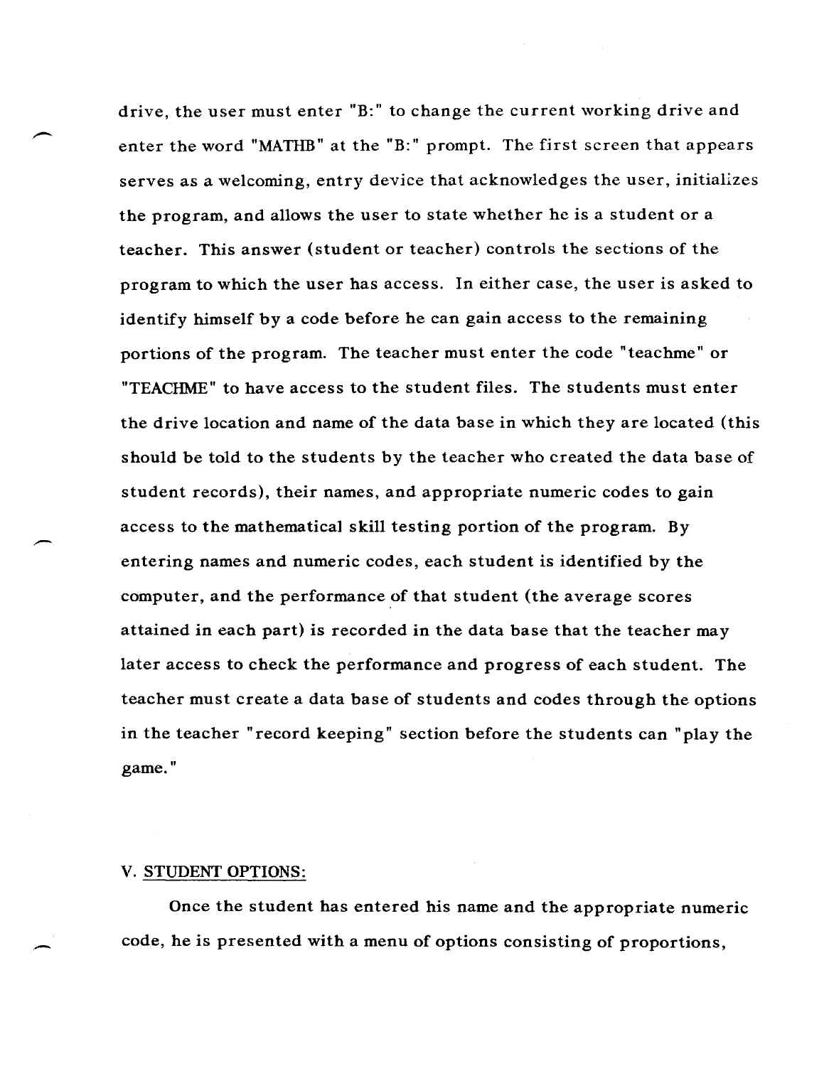drive, the user must enter "B:" to change the current working drive and enter the word "MATHB" at the "B:" prompt. The first screen that appears serves as a welcoming, entry device that acknowledges the user, initializes the program, and allows the user to state whether he is a student or a teacher. This answer (student or teacher) controls the sections of the program to which the user has access. In either case, the user is asked to identify himself by a code before he can gain access to the remaining portions of the program. The teacher must enter the code "teachme" or "TEACHME" to have access to the student files. The students must enter the drive location and name of the data base in which they are located (this should be told to the students by the teacher who created the data base of student records), their names, and appropriate numeric codes to gain access to the mathematical skill testing portion of the program. By entering names and numeric codes, each student is identified by the computer, and the performance of that student (the average scores attained in each part) is recorded in the data base that the teacher may later access to check the performance and progress of each student. The teacher must create a data base of students and codes through the options in the teacher "record keeping" section before the students can "play the game."

## V. STUDENT OPTIONS:

Once the student has entered his name and the appropriate numeric code, he is presented with a menu of options consisting of proportions,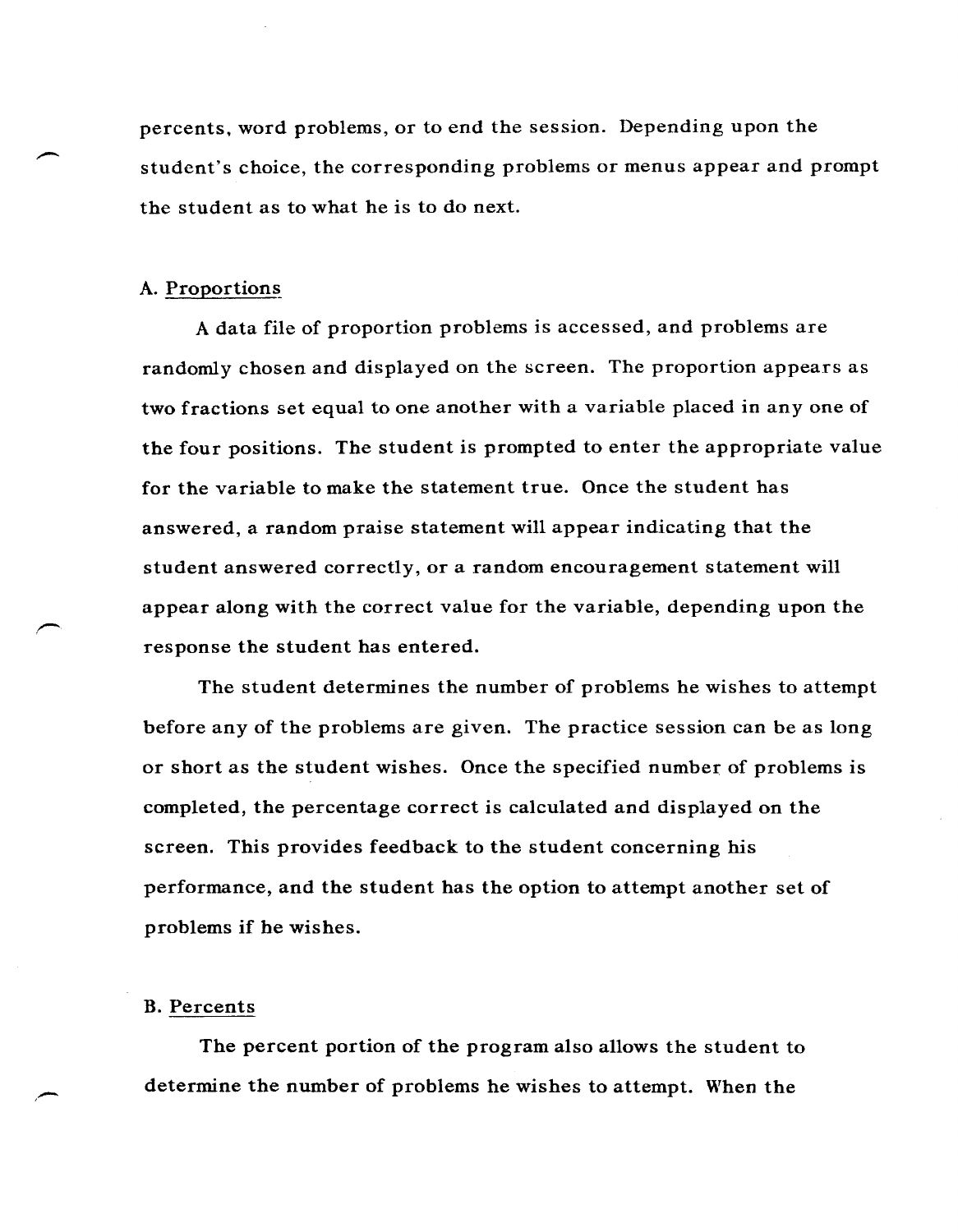percents, word problems, or to end the session. Depending upon the student's choice, the corresponding problems or menus appear and prompt the student as to what he is to do next.

### A. Proportions

A data file of proportion problems is accessed, and problems are randomly chosen and displayed on the screen. The proportion appears as two fractions set equal to one another with a variable placed in any one of the four positions. The student is prompted to enter the appropriate value for the variable to make the statement true. Once the student has answered, a random praise statement will appear indicating that the student answered correctly, or a random encouragement statement will appear along with the correct value for the variable, depending upon the response the student has entered.

The student determines the number of problems he wishes to attempt before any of the problems are given. The practice session can be as long or short as the student wishes. Once the specified number of problems is completed, the percentage correct is calculated and displayed on the screen. This provides feedback to the student concerning his performance, and the student has the option to attempt another set of problems if he wishes.

### B. Percents

The percent portion of the program also allows the student to determine the number of problems he wishes to attempt. When the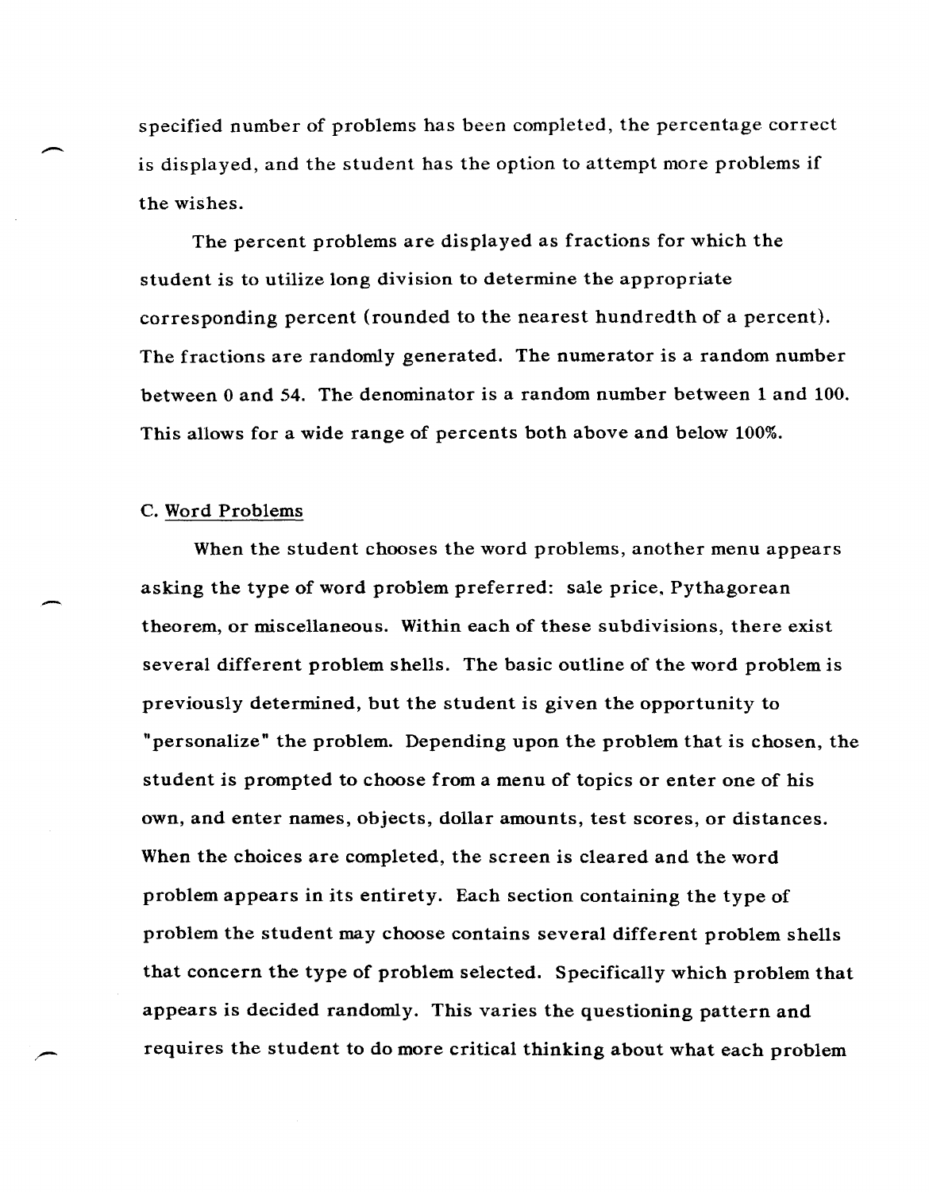specified number of problems has been completed, the percentage correct is displayed, and the student has the option to attempt more problems if the wishes.

The percent problems are displayed as fractions for which the student is to utilize long division to determine the appropriate corresponding percent (rounded to the nearest hundredth of a percent). The fractions are randomly generated. The numerator is a random number between 0 and 54. The denominator is a random number between 1 and 100. This allows for a wide range of percents both above and below 100%.

C. Word Problems

When the student chooses the word problems, another menu appears asking the type of word problem preferred: sale price, Pythagorean theorem, or miscellaneous. Within each of these subdivisions, there exist several different problem shells. The basic outline of the word problem is previously determined, but the student is given the opportunity to "personalize" the problem. Depending upon the problem that is chosen, the student is prompted to choose from a menu of topics or enter one of his own, and enter names, objects, dollar amounts, test scores, or distances. When the choices are completed, the screen is cleared and the word problem appears in its entirety. Each section containing the type of problem the student may choose contains several different problem shells that concern the type of problem selected. Specifically which problem that appears is decided randomly. This varies the questioning pattern and requires the student to do more critical thinking about what each problem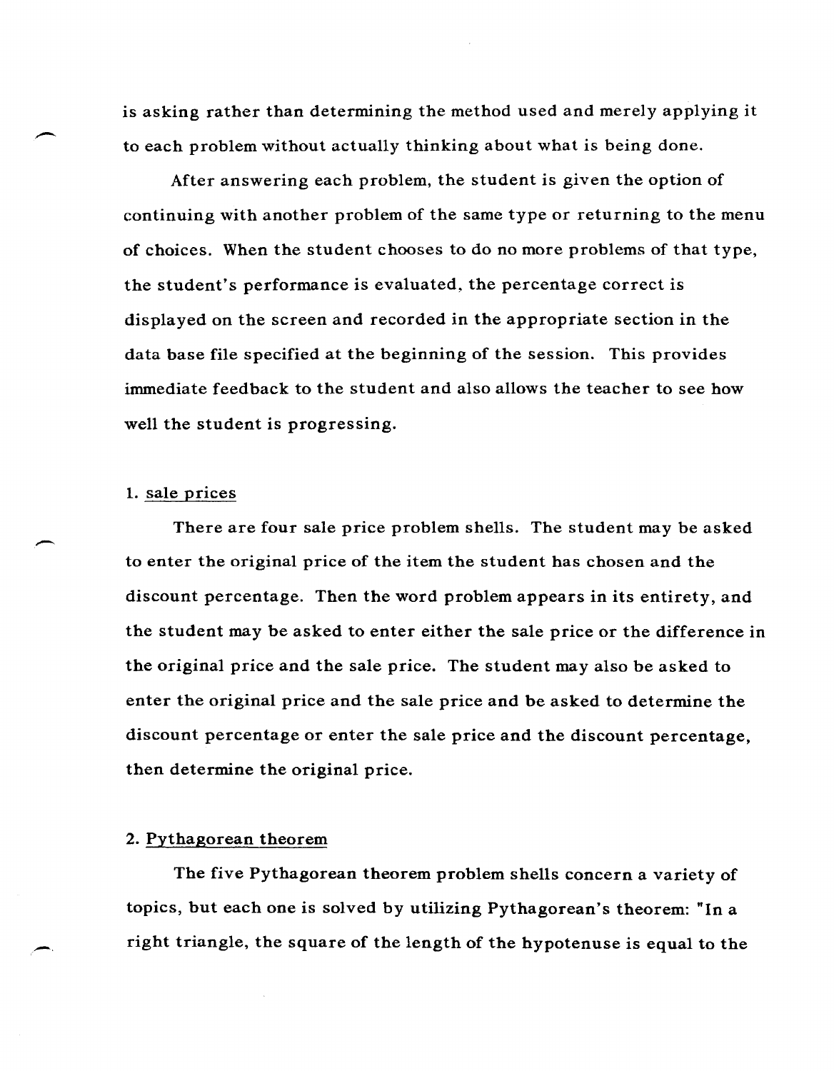is asking rather than determining the method used and merely applying it to each problem without actually thinking about what is being done.

After answering each problem, the student is given the option of continuing with another problem of the same type or returning to the menu of choices. When the student chooses to do no more problems of that type, the student's performance is evaluated, the percentage correct is displayed on the screen and recorded in the appropriate section in the data base file specified at the beginning of the session. This provides immediate feedback to the student and also allows the teacher to see how well the student is progressing.

1. sale prices

There are four sale price problem shells. The student may be asked to enter the original price of the item the student has chosen and the discount percentage. Then the word problem appears in its entirety, and the student may be asked to enter either the sale price or the difference in the original price and the sale price. The student may also be asked to enter the original price and the sale price and be asked to determine the discount percentage or enter the sale price and the discount percentage, then determine the original price.

2. Pythagorean theorem

The five Pythagorean theorem problem shells concern a variety of topics, but each one is solved by utilizing Pythagorean's theorem: "In a right triangle, the square of the length of the hypotenuse is equal to the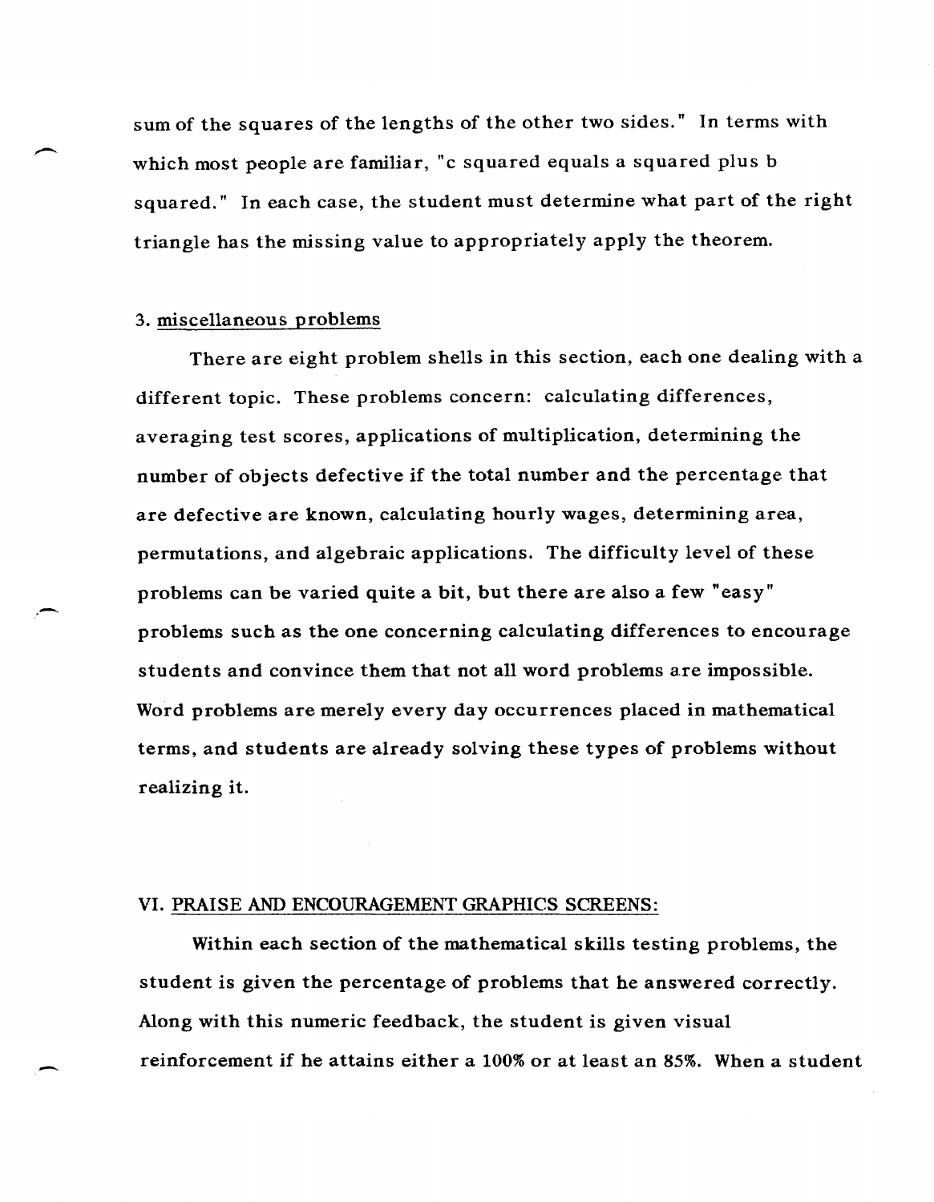sum of the squares of the lengths of the other two sides." In terms with which most people are familiar, "c squared equals a squared plus b squared." In each case, the student must determine what part of the right triangle has the missing value to appropriately apply the theorem.

3. <u>miscellaneous problems</u>

There are eight problem shells in this section, each one dealing with a different topic. These problems concern: calculating differences, averaging test scores, applications of multiplication, determining the number of objects defective if the total number and the percentage that are defective are known, calculating hourly wages, determining area, permutations, and algebraic applications. The difficulty level of these problems can be varied quite a bit, but there are also a few "easy" problems such as the one concerning calculating differences to encourage students and convince them that not all word problems are impossible. Word problems are merely every day occurrences placed in mathematical terms, and students are already solving these types of problems without realizing it.

## VI. <u>PRAISE AND ENCOURAGEMENT GRAPHICS SCREENS:</u>

Within each section of the mathematical skills testing problems, the student is given the percentage of problems that he answered correctly. Along with this numeric feedback, the student is given visual reinforcement if he attains either a 100% or at least an 85%. When a student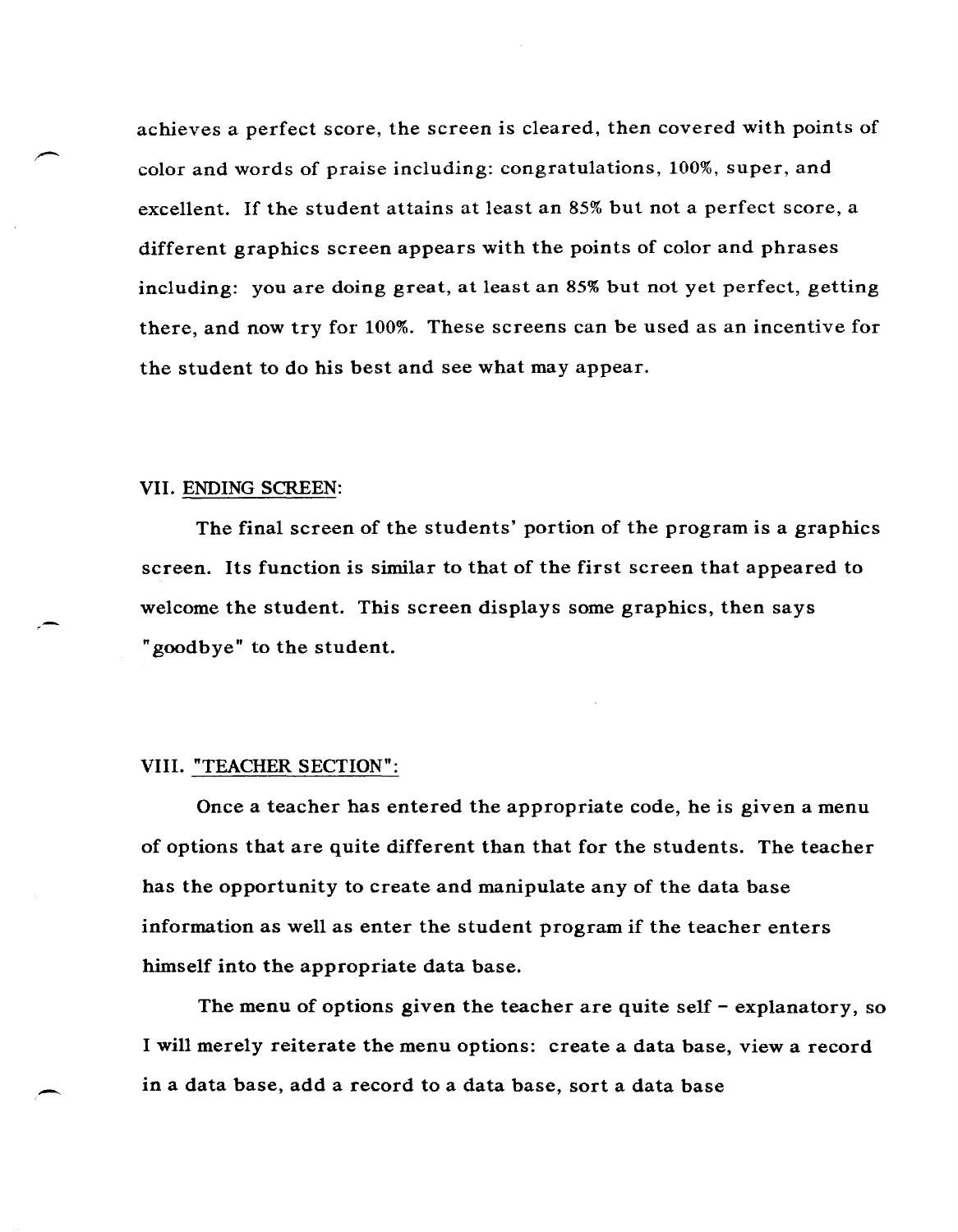achieves a perfect score, the screen is cleared, then covered with points of color and words of praise including: congratulations, 100%, super, and excellent. If the student attains at least an 85% but not a perfect score, a different graphics screen appears with the points of color and phrases including: you are doing great, at least an 85% but not yet perfect, getting there, and now try for 100%. These screens can be used as an incentive for the student to do his best and see what may appear.

## VII. <u>ENDING SCREEN</u>:

The final screen of the students' portion of the program is a graphics screen. Its function is similar to that of the first screen that appeared to welcome the student. This screen displays some graphics, then says "goodbye" to the student.

## VIII. <u>"TEACHER SECTION"</u>:

Once a teacher has entered the appropriate code, he is given a menu of options that are quite different than that for the students. The teacher has the opportunity to create and manipulate any of the data base information as well as enter the student program if the teacher enters himself into the appropriate data base.

The menu of options given the teacher are quite self - explanatory, so I will merely reiterate the menu options: create a data base, view a record in a data base, add a record to a data base, sort a data base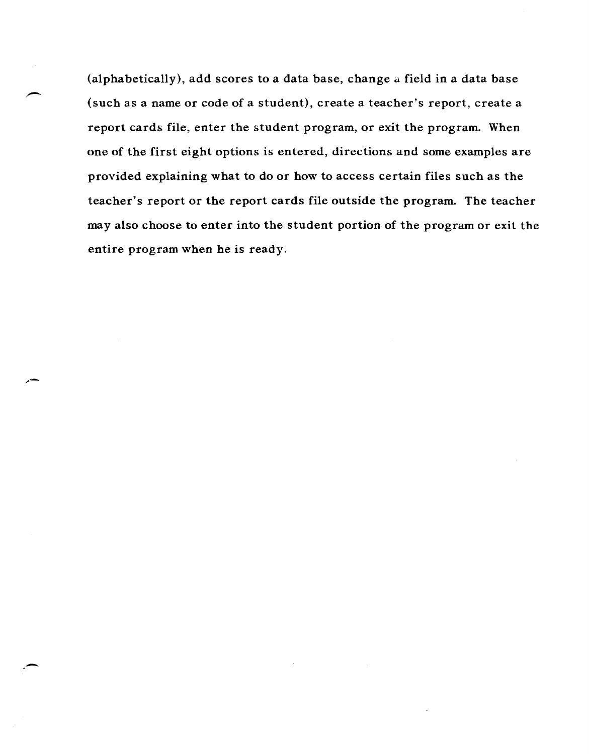(alphabetically), add scores to a data base, change a field in a data base (such as a name or code of a student), create a teacher's report, create a report cards file, enter the student program, or exit the program. When one of the first eight options is entered, directions and some examples are provided explaining what to do or how to access certain files such as the teacher's report or the report cards file outside the program. The teacher may also choose to enter into the student portion of the program or exit the entire program when he is ready.